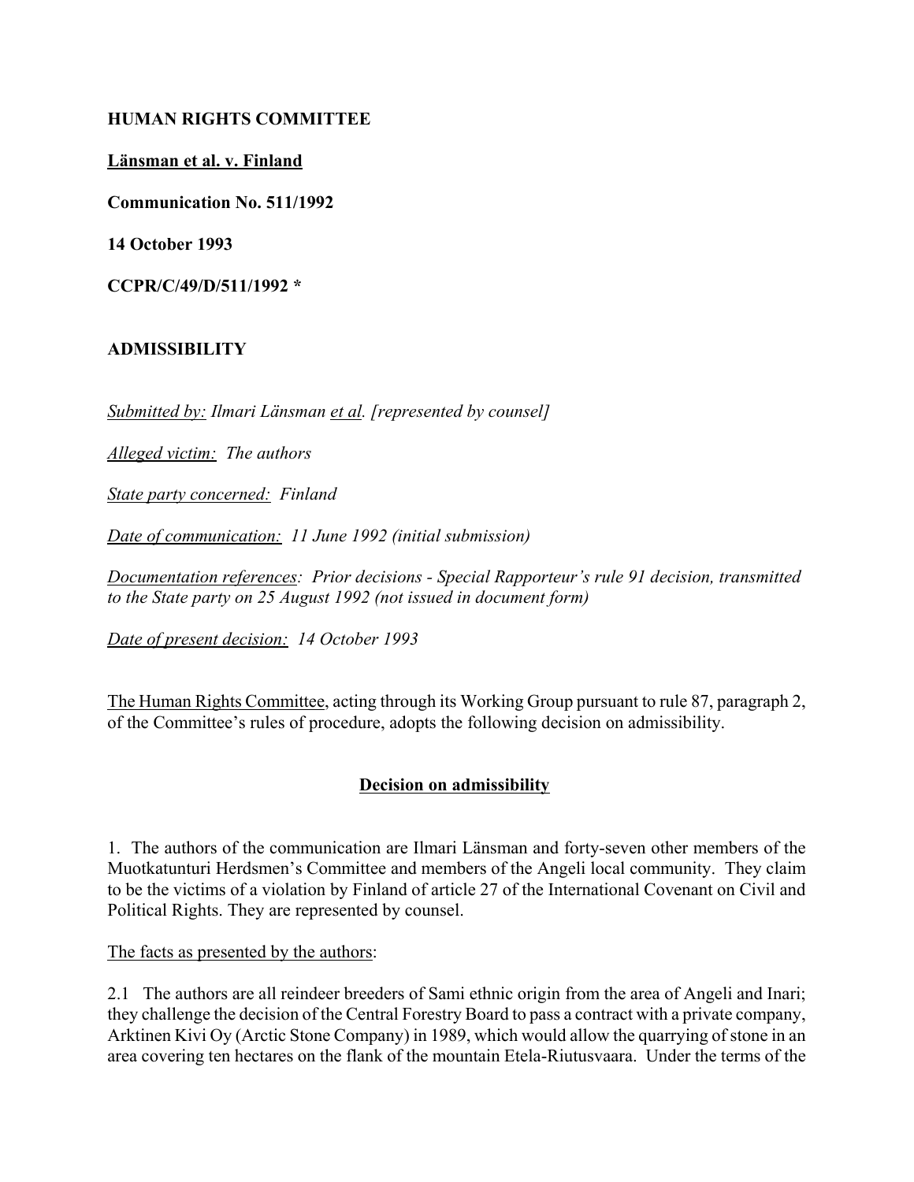**HUMAN RIGHTS COMMITTEE**

**Länsman et al. v. Finland**

**Communication No. 511/1992**

**14 October 1993**

**CCPR/C/49/D/511/1992 ***

**ADMISSIBILITY**

*Submitted by: Ilmari Länsman et al. [represented by counsel]*

*Alleged victim: The authors*

*State party concerned: Finland*

*Date of communication: 11 June 1992 (initial submission)*

*Documentation references: Prior decisions - Special Rapporteur's rule 91 decision, transmitted to the State party on 25 August 1992 (not issued in document form)*

*Date of present decision: 14 October 1993*

The Human Rights Committee, acting through its Working Group pursuant to rule 87, paragraph 2, of the Committee's rules of procedure, adopts the following decision on admissibility.

**Decision on admissibility**

1. The authors of the communication are Ilmari Länsman and forty-seven other members of the Muotkatunturi Herdsmen's Committee and members of the Angeli local community. They claim to be the victims of a violation by Finland of article 27 of the International Covenant on Civil and Political Rights. They are represented by counsel.

The facts as presented by the authors:

2.1 The authors are all reindeer breeders of Sami ethnic origin from the area of Angeli and Inari; they challenge the decision of the Central Forestry Board to pass a contract with a private company, Arktinen Kivi Oy (Arctic Stone Company) in 1989, which would allow the quarrying of stone in an area covering ten hectares on the flank of the mountain Etela-Riutusvaara. Under the terms of the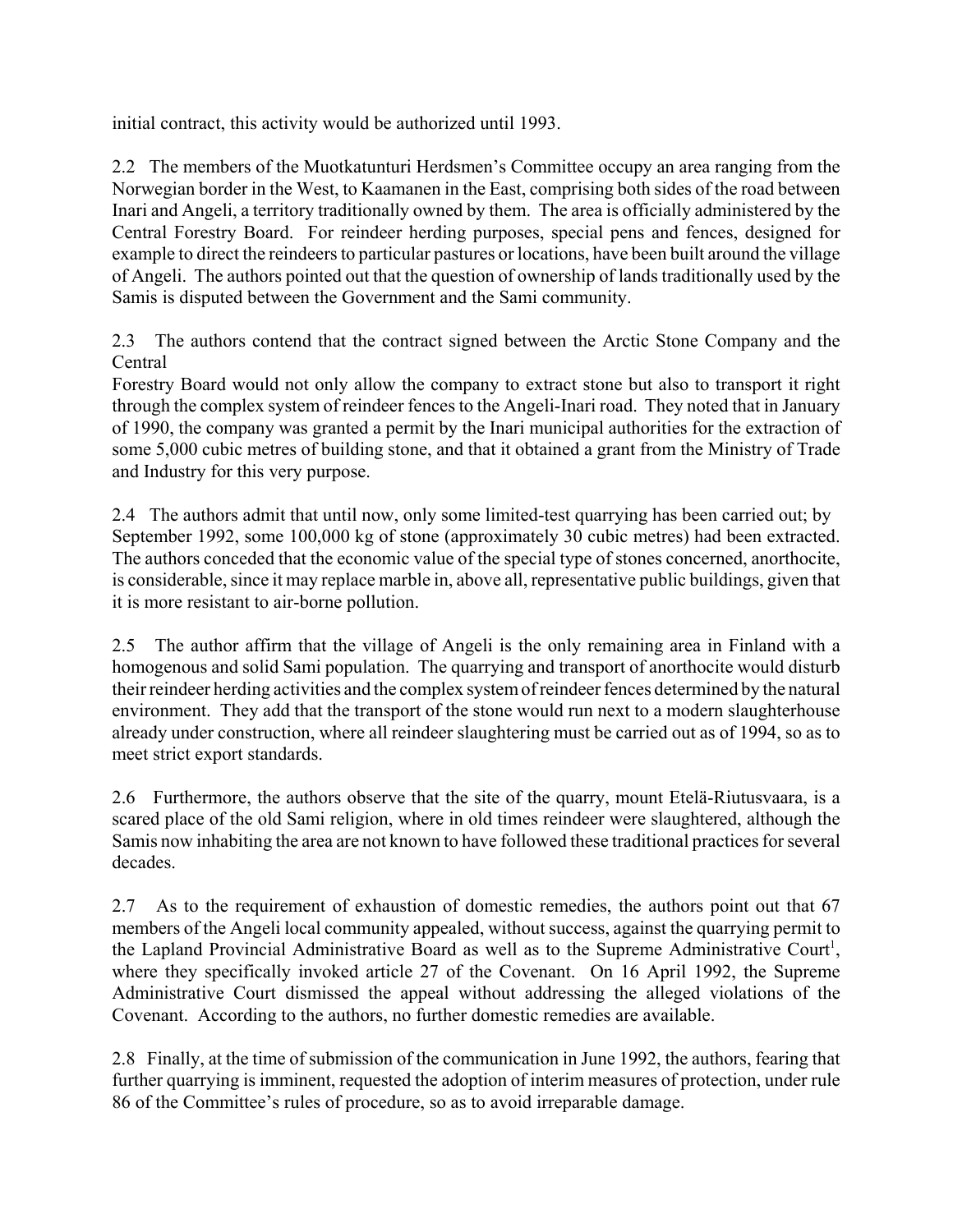initial contract, this activity would be authorized until 1993.

2.2 The members of the Muotkatunturi Herdsmen's Committee occupy an area ranging from the Norwegian border in the West, to Kaamanen in the East, comprising both sides of the road between Inari and Angeli, a territory traditionally owned by them. The area is officially administered by the Central Forestry Board. For reindeer herding purposes, special pens and fences, designed for example to direct the reindeers to particular pastures or locations, have been built around the village of Angeli. The authors pointed out that the question of ownership of lands traditionally used by the Samis is disputed between the Government and the Sami community.

2.3 The authors contend that the contract signed between the Arctic Stone Company and the Central
Forestry Board would not only allow the company to extract stone but also to transport it right through the complex system of reindeer fences to the Angeli-Inari road. They noted that in January of 1990, the company was granted a permit by the Inari municipal authorities for the extraction of some 5,000 cubic metres of building stone, and that it obtained a grant from the Ministry of Trade and Industry for this very purpose.

2.4 The authors admit that until now, only some limited-test quarrying has been carried out; by September 1992, some 100,000 kg of stone (approximately 30 cubic metres) had been extracted. The authors conceded that the economic value of the special type of stones concerned, anorthocite, is considerable, since it may replace marble in, above all, representative public buildings, given that it is more resistant to air-borne pollution.

2.5 The author affirm that the village of Angeli is the only remaining area in Finland with a homogenous and solid Sami population. The quarrying and transport of anorthocite would disturb their reindeer herding activities and the complex system of reindeer fences determined by the natural environment. They add that the transport of the stone would run next to a modern slaughterhouse already under construction, where all reindeer slaughtering must be carried out as of 1994, so as to meet strict export standards.

2.6 Furthermore, the authors observe that the site of the quarry, mount Etelä-Riutusvaara, is a scared place of the old Sami religion, where in old times reindeer were slaughtered, although the Samis now inhabiting the area are not known to have followed these traditional practices for several decades.

2.7 As to the requirement of exhaustion of domestic remedies, the authors point out that 67 members of the Angeli local community appealed, without success, against the quarrying permit to the Lapland Provincial Administrative Board as well as to the Supreme Administrative Court[1], where they specifically invoked article 27 of the Covenant. On 16 April 1992, the Supreme Administrative Court dismissed the appeal without addressing the alleged violations of the Covenant. According to the authors, no further domestic remedies are available.

2.8 Finally, at the time of submission of the communication in June 1992, the authors, fearing that further quarrying is imminent, requested the adoption of interim measures of protection, under rule 86 of the Committee's rules of procedure, so as to avoid irreparable damage.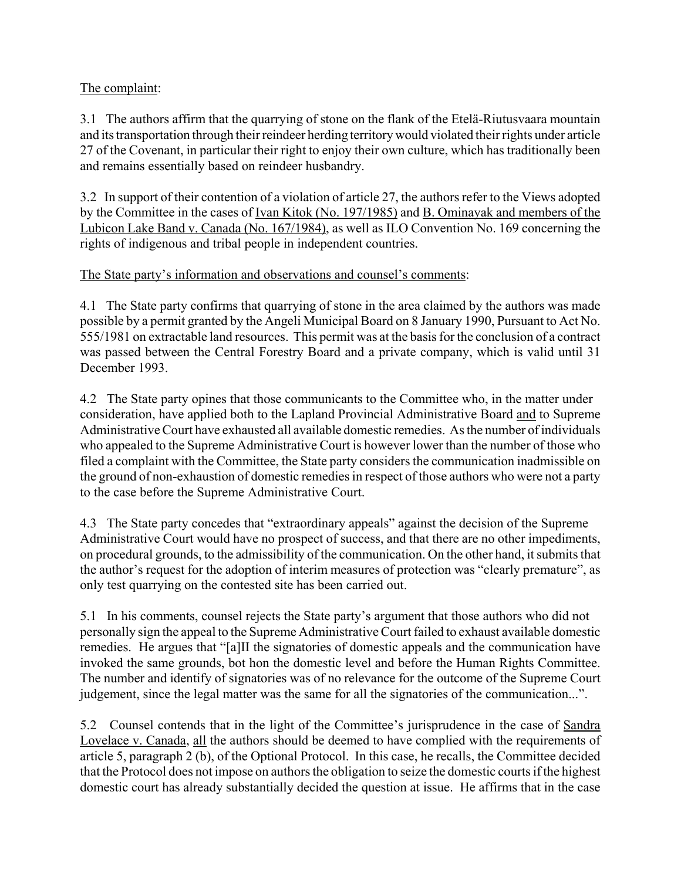The complaint:

3.1 The authors affirm that the quarrying of stone on the flank of the Etelä-Riutusvaara mountain and its transportation through their reindeer herding territory would violated their rights under article 27 of the Covenant, in particular their right to enjoy their own culture, which has traditionally been and remains essentially based on reindeer husbandry.

3.2 In support of their contention of a violation of article 27, the authors refer to the Views adopted by the Committee in the cases of Ivan Kitok (No. 197/1985) and B. Ominayak and members of the Lubicon Lake Band v. Canada (No. 167/1984), as well as ILO Convention No. 169 concerning the rights of indigenous and tribal people in independent countries.

The State party's information and observations and counsel's comments:

4.1 The State party confirms that quarrying of stone in the area claimed by the authors was made possible by a permit granted by the Angeli Municipal Board on 8 January 1990, Pursuant to Act No. 555/1981 on extractable land resources. This permit was at the basis for the conclusion of a contract was passed between the Central Forestry Board and a private company, which is valid until 31 December 1993.

4.2 The State party opines that those communicants to the Committee who, in the matter under consideration, have applied both to the Lapland Provincial Administrative Board and to Supreme Administrative Court have exhausted all available domestic remedies. As the number of individuals who appealed to the Supreme Administrative Court is however lower than the number of those who filed a complaint with the Committee, the State party considers the communication inadmissible on the ground of non-exhaustion of domestic remedies in respect of those authors who were not a party to the case before the Supreme Administrative Court.

4.3 The State party concedes that "extraordinary appeals" against the decision of the Supreme Administrative Court would have no prospect of success, and that there are no other impediments, on procedural grounds, to the admissibility of the communication. On the other hand, it submits that the author's request for the adoption of interim measures of protection was "clearly premature", as only test quarrying on the contested site has been carried out.

5.1 In his comments, counsel rejects the State party's argument that those authors who did not personally sign the appeal to the Supreme Administrative Court failed to exhaust available domestic remedies. He argues that "[a]ll the signatories of domestic appeals and the communication have invoked the same grounds, bot hon the domestic level and before the Human Rights Committee. The number and identify of signatories was of no relevance for the outcome of the Supreme Court judgement, since the legal matter was the same for all the signatories of the communication...".

5.2 Counsel contends that in the light of the Committee's jurisprudence in the case of Sandra Lovelace v. Canada, all the authors should be deemed to have complied with the requirements of article 5, paragraph 2 (b), of the Optional Protocol. In this case, he recalls, the Committee decided that the Protocol does not impose on authors the obligation to seize the domestic courts if the highest domestic court has already substantially decided the question at issue. He affirms that in the case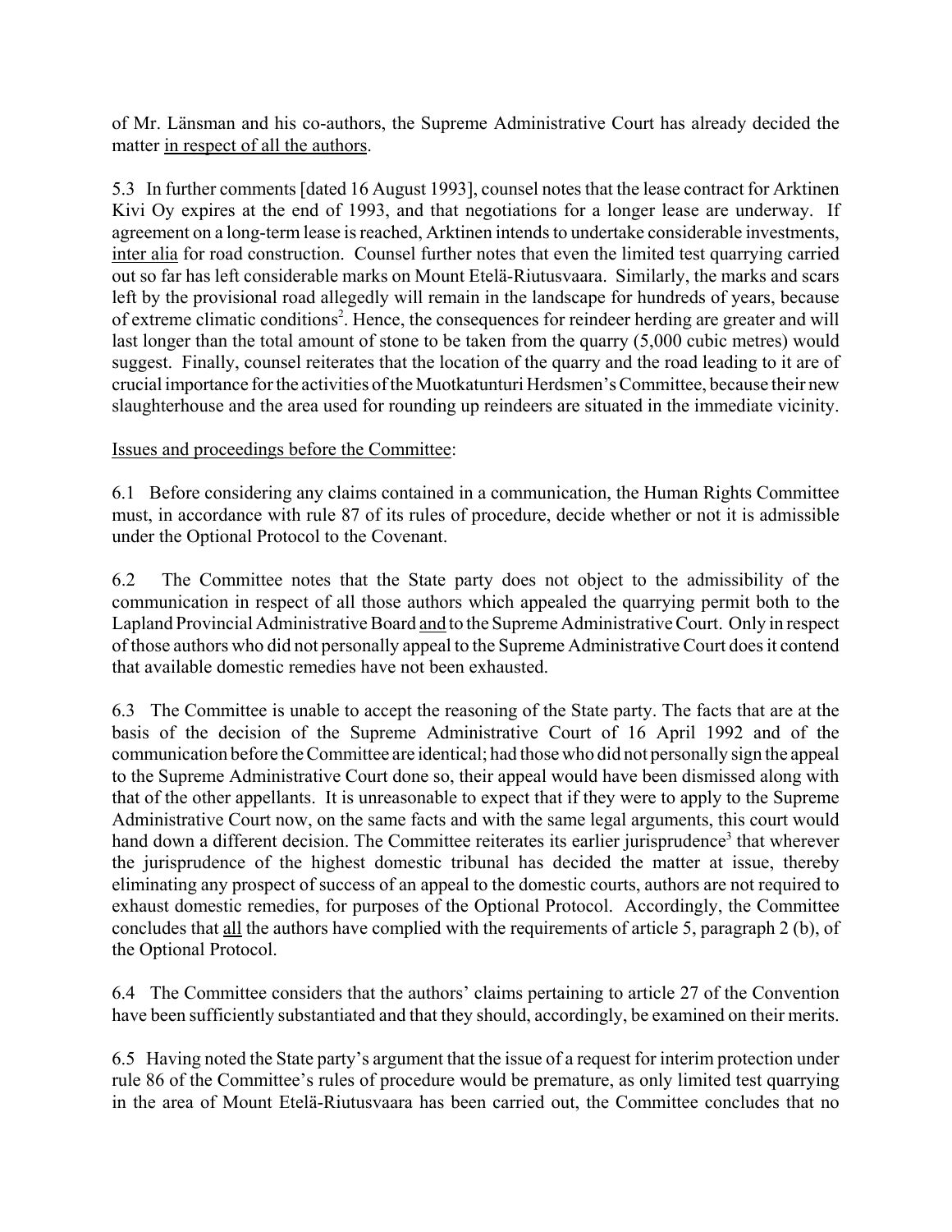of Mr. Länsman and his co-authors, the Supreme Administrative Court has already decided the matter in respect of all the authors.

5.3 In further comments [dated 16 August 1993], counsel notes that the lease contract for Arktinen Kivi Oy expires at the end of 1993, and that negotiations for a longer lease are underway. If agreement on a long-term lease is reached, Arktinen intends to undertake considerable investments, inter alia for road construction. Counsel further notes that even the limited test quarrying carried out so far has left considerable marks on Mount Etelä-Riutusvaara. Similarly, the marks and scars left by the provisional road allegedly will remain in the landscape for hundreds of years, because of extreme climatic conditions[2]. Hence, the consequences for reindeer herding are greater and will last longer than the total amount of stone to be taken from the quarry (5,000 cubic metres) would suggest. Finally, counsel reiterates that the location of the quarry and the road leading to it are of crucial importance for the activities of the Muotkatunturi Herdsmen's Committee, because their new slaughterhouse and the area used for rounding up reindeers are situated in the immediate vicinity.

Issues and proceedings before the Committee:

6.1 Before considering any claims contained in a communication, the Human Rights Committee must, in accordance with rule 87 of its rules of procedure, decide whether or not it is admissible under the Optional Protocol to the Covenant.

6.2 The Committee notes that the State party does not object to the admissibility of the communication in respect of all those authors which appealed the quarrying permit both to the Lapland Provincial Administrative Board and to the Supreme Administrative Court. Only in respect of those authors who did not personally appeal to the Supreme Administrative Court does it contend that available domestic remedies have not been exhausted.

6.3 The Committee is unable to accept the reasoning of the State party. The facts that are at the basis of the decision of the Supreme Administrative Court of 16 April 1992 and of the communication before the Committee are identical; had those who did not personally sign the appeal to the Supreme Administrative Court done so, their appeal would have been dismissed along with that of the other appellants. It is unreasonable to expect that if they were to apply to the Supreme Administrative Court now, on the same facts and with the same legal arguments, this court would hand down a different decision. The Committee reiterates its earlier jurisprudence[3] that wherever the jurisprudence of the highest domestic tribunal has decided the matter at issue, thereby eliminating any prospect of success of an appeal to the domestic courts, authors are not required to exhaust domestic remedies, for purposes of the Optional Protocol. Accordingly, the Committee concludes that all the authors have complied with the requirements of article 5, paragraph 2 (b), of the Optional Protocol.

6.4 The Committee considers that the authors' claims pertaining to article 27 of the Convention have been sufficiently substantiated and that they should, accordingly, be examined on their merits.

6.5 Having noted the State party's argument that the issue of a request for interim protection under rule 86 of the Committee's rules of procedure would be premature, as only limited test quarrying in the area of Mount Etelä-Riutusvaara has been carried out, the Committee concludes that no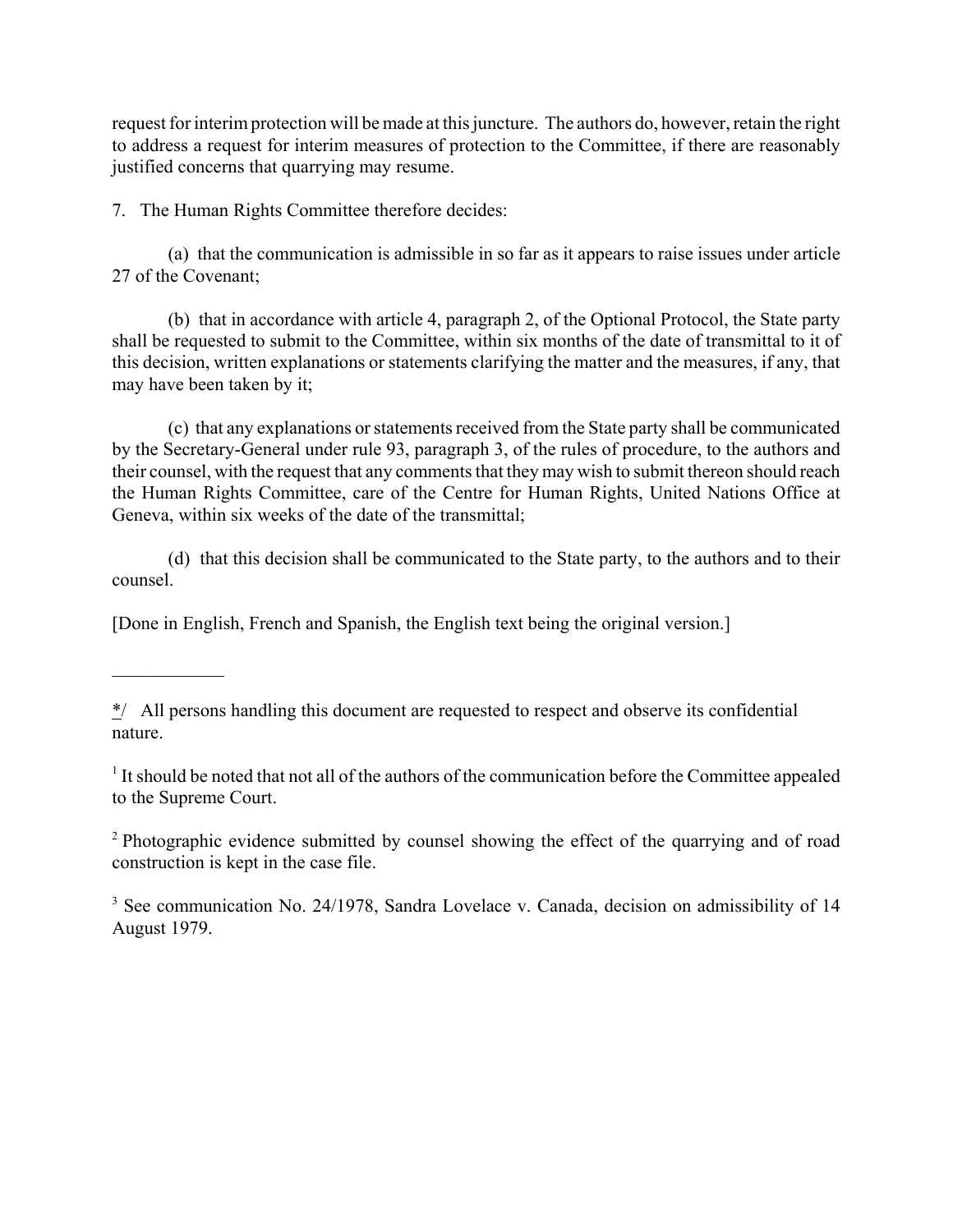request for interim protection will be made at this juncture. The authors do, however, retain the right to address a request for interim measures of protection to the Committee, if there are reasonably justified concerns that quarrying may resume.

7. The Human Rights Committee therefore decides:

(a) that the communication is admissible in so far as it appears to raise issues under article 27 of the Covenant;

(b) that in accordance with article 4, paragraph 2, of the Optional Protocol, the State party shall be requested to submit to the Committee, within six months of the date of transmittal to it of this decision, written explanations or statements clarifying the matter and the measures, if any, that may have been taken by it;

(c) that any explanations or statements received from the State party shall be communicated by the Secretary-General under rule 93, paragraph 3, of the rules of procedure, to the authors and their counsel, with the request that any comments that they may wish to submit thereon should reach the Human Rights Committee, care of the Centre for Human Rights, United Nations Office at Geneva, within six weeks of the date of the transmittal;

(d) that this decision shall be communicated to the State party, to the authors and to their counsel.

[Done in English, French and Spanish, the English text being the original version.]

---

*/ All persons handling this document are requested to respect and observe its confidential nature.

[1] It should be noted that not all of the authors of the communication before the Committee appealed to the Supreme Court.

[2] Photographic evidence submitted by counsel showing the effect of the quarrying and of road construction is kept in the case file.

[3] See communication No. 24/1978, Sandra Lovelace v. Canada, decision on admissibility of 14 August 1979.